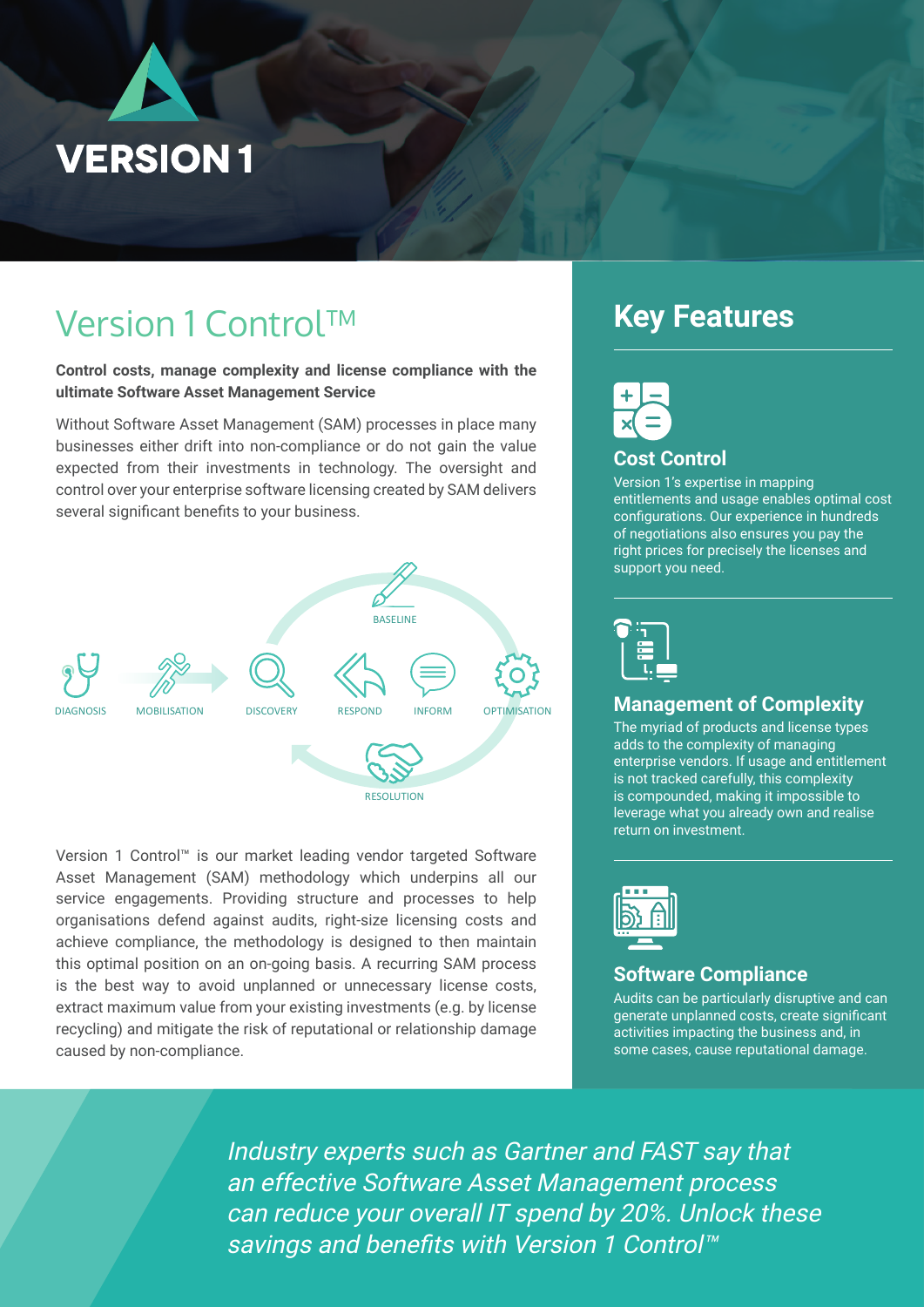# Version 1 Control™

**Control costs, manage complexity and license compliance with the ultimate Software Asset Management Service**

Without Software Asset Management (SAM) processes in place many businesses either drift into non-compliance or do not gain the value expected from their investments in technology. The oversight and control over your enterprise software licensing created by SAM delivers several significant benefits to your business.

DIAGNOSIS · MOBILISATION · DISCOVERY · BASELINE · RESPOND · INFORM · OPTIMISATION · RESOLUTION

Version 1 Control™ is our market leading vendor targeted Software Asset Management (SAM) methodology which underpins all our service engagements. Providing structure and processes to help organisations defend against audits, right-size licensing costs and achieve compliance, the methodology is designed to then maintain this optimal position on an on-going basis. A recurring SAM process is the best way to avoid unplanned or unnecessary license costs, extract maximum value from your existing investments (e.g. by license recycling) and mitigate the risk of reputational or relationship damage caused by non-compliance.

## Key Features

### Cost Control

Version 1's expertise in mapping entitlements and usage enables optimal cost configurations. Our experience in hundreds of negotiations also ensures you pay the right prices for precisely the licenses and support you need.

### Management of Complexity

The myriad of products and license types adds to the complexity of managing enterprise vendors. If usage and entitlement is not tracked carefully, this complexity is compounded, making it impossible to leverage what you already own and realise return on investment.

### Software Compliance

Audits can be particularly disruptive and can generate unplanned costs, create significant activities impacting the business and, in some cases, cause reputational damage.

*Industry experts such as Gartner and FAST say that an effective Software Asset Management process can reduce your overall IT spend by 20%. Unlock these savings and benefits with Version 1 Control™*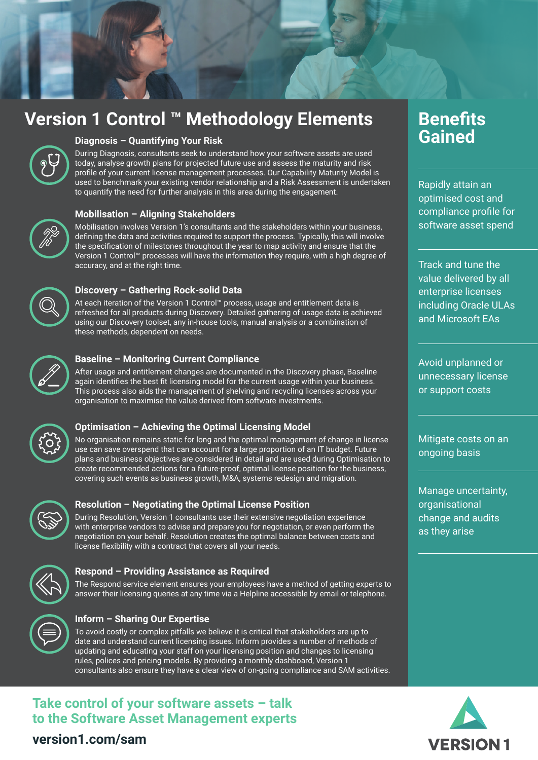# Version 1 Control ™ Methodology Elements

### Diagnosis – Quantifying Your Risk

During Diagnosis, consultants seek to understand how your software assets are used today, analyse growth plans for projected future use and assess the maturity and risk profile of your current license management processes. Our Capability Maturity Model is used to benchmark your existing vendor relationship and a Risk Assessment is undertaken to quantify the need for further analysis in this area during the engagement.

### Mobilisation – Aligning Stakeholders

Mobilisation involves Version 1's consultants and the stakeholders within your business, defining the data and activities required to support the process. Typically, this will involve the specification of milestones throughout the year to map activity and ensure that the Version 1 Control™ processes will have the information they require, with a high degree of accuracy, and at the right time.

### Discovery – Gathering Rock-solid Data

At each iteration of the Version 1 Control™ process, usage and entitlement data is refreshed for all products during Discovery. Detailed gathering of usage data is achieved using our Discovery toolset, any in-house tools, manual analysis or a combination of these methods, dependent on needs.

### Baseline – Monitoring Current Compliance

After usage and entitlement changes are documented in the Discovery phase, Baseline again identifies the best fit licensing model for the current usage within your business. This process also aids the management of shelving and recycling licenses across your organisation to maximise the value derived from software investments.

### Optimisation – Achieving the Optimal Licensing Model

No organisation remains static for long and the optimal management of change in license use can save overspend that can account for a large proportion of an IT budget. Future plans and business objectives are considered in detail and are used during Optimisation to create recommended actions for a future-proof, optimal license position for the business, covering such events as business growth, M&A, systems redesign and migration.

### Resolution – Negotiating the Optimal License Position

During Resolution, Version 1 consultants use their extensive negotiation experience with enterprise vendors to advise and prepare you for negotiation, or even perform the negotiation on your behalf. Resolution creates the optimal balance between costs and license flexibility with a contract that covers all your needs.

### Respond – Providing Assistance as Required

The Respond service element ensures your employees have a method of getting experts to answer their licensing queries at any time via a Helpline accessible by email or telephone.

### Inform – Sharing Our Expertise

To avoid costly or complex pitfalls we believe it is critical that stakeholders are up to date and understand current licensing issues. Inform provides a number of methods of updating and educating your staff on your licensing position and changes to licensing rules, polices and pricing models. By providing a monthly dashboard, Version 1 consultants also ensure they have a clear view of on-going compliance and SAM activities.

# Benefits Gained

- Rapidly attain an optimised cost and compliance profile for software asset spend
- Track and tune the value delivered by all enterprise licenses including Oracle ULAs and Microsoft EAs
- Avoid unplanned or unnecessary license or support costs
- Mitigate costs on an ongoing basis
- Manage uncertainty, organisational change and audits as they arise

**Take control of your software assets – talk to the Software Asset Management experts**

**version1.com/sam**

VERSION 1